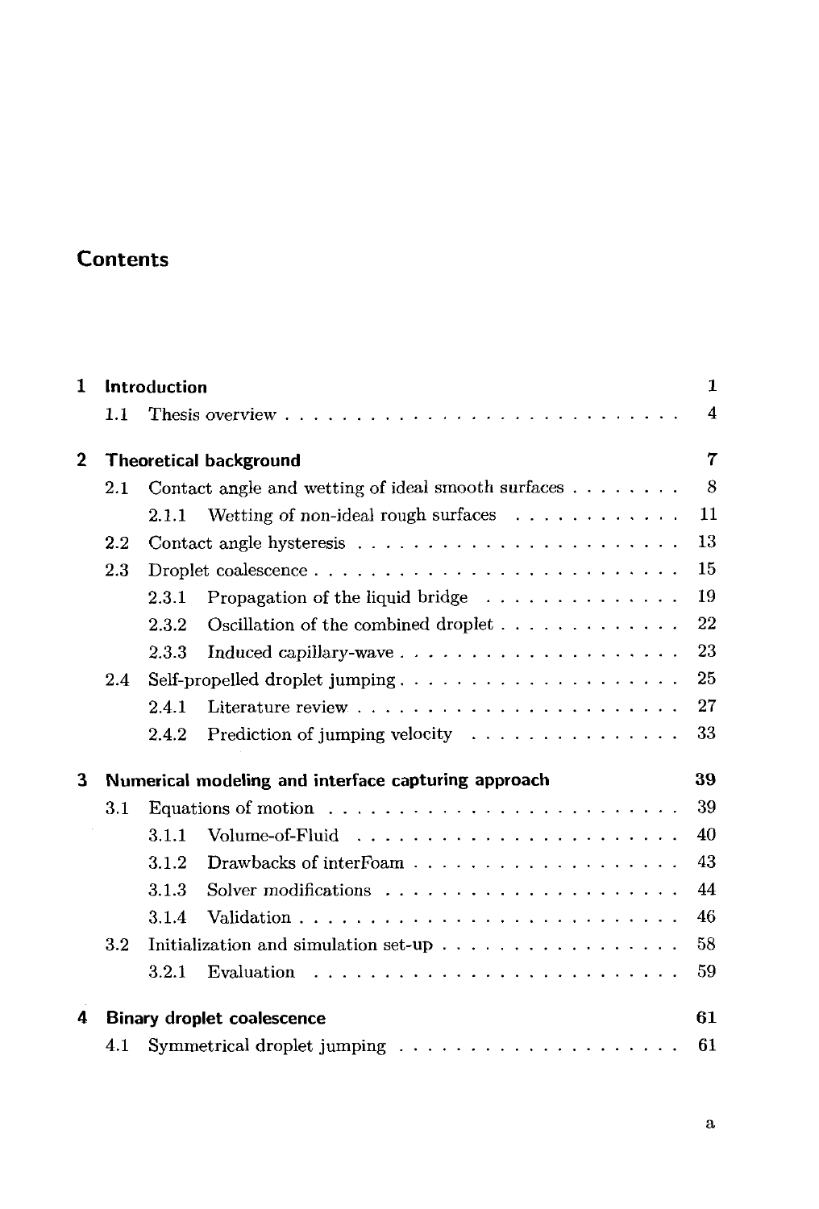# Contents

| | | |
|---|---|---|
| **1** | **Introduction** | **1** |
| | 1.1 Thesis overview | 4 |
| **2** | **Theoretical background** | **7** |
| | 2.1 Contact angle and wetting of ideal smooth surfaces | 8 |
| | 2.1.1 Wetting of non-ideal rough surfaces | 11 |
| | 2.2 Contact angle hysteresis | 13 |
| | 2.3 Droplet coalescence | 15 |
| | 2.3.1 Propagation of the liquid bridge | 19 |
| | 2.3.2 Oscillation of the combined droplet | 22 |
| | 2.3.3 Induced capillary-wave | 23 |
| | 2.4 Self-propelled droplet jumping | 25 |
| | 2.4.1 Literature review | 27 |
| | 2.4.2 Prediction of jumping velocity | 33 |
| **3** | **Numerical modeling and interface capturing approach** | **39** |
| | 3.1 Equations of motion | 39 |
| | 3.1.1 Volume-of-Fluid | 40 |
| | 3.1.2 Drawbacks of interFoam | 43 |
| | 3.1.3 Solver modifications | 44 |
| | 3.1.4 Validation | 46 |
| | 3.2 Initialization and simulation set-up | 58 |
| | 3.2.1 Evaluation | 59 |
| **4** | **Binary droplet coalescence** | **61** |
| | 4.1 Symmetrical droplet jumping | 61 |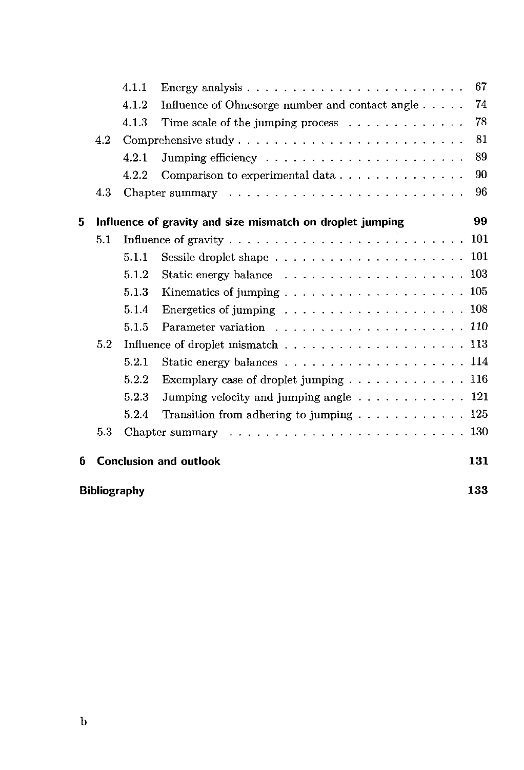4.1.1 Energy analysis . . . . . . . . . . . . . . . . . . . . . . . 67

4.1.2 Influence of Ohnesorge number and contact angle . . . . . 74

4.1.3 Time scale of the jumping process . . . . . . . . . . . . 78

4.2 Comprehensive study . . . . . . . . . . . . . . . . . . . . . . . 81

4.2.1 Jumping efficiency . . . . . . . . . . . . . . . . . . . . . 89

4.2.2 Comparison to experimental data . . . . . . . . . . . . . . 90

4.3 Chapter summary . . . . . . . . . . . . . . . . . . . . . . . . 96

**5 Influence of gravity and size mismatch on droplet jumping 99**

5.1 Influence of gravity . . . . . . . . . . . . . . . . . . . . . . . 101

5.1.1 Sessile droplet shape . . . . . . . . . . . . . . . . . . . 101

5.1.2 Static energy balance . . . . . . . . . . . . . . . . . . . 103

5.1.3 Kinematics of jumping . . . . . . . . . . . . . . . . . . . 105

5.1.4 Energetics of jumping . . . . . . . . . . . . . . . . . . . 108

5.1.5 Parameter variation . . . . . . . . . . . . . . . . . . . . 110

5.2 Influence of droplet mismatch . . . . . . . . . . . . . . . . . . 113

5.2.1 Static energy balances . . . . . . . . . . . . . . . . . . . 114

5.2.2 Exemplary case of droplet jumping . . . . . . . . . . . . . 116

5.2.3 Jumping velocity and jumping angle . . . . . . . . . . . . 121

5.2.4 Transition from adhering to jumping . . . . . . . . . . . . 125

5.3 Chapter summary . . . . . . . . . . . . . . . . . . . . . . . . 130

**6 Conclusion and outlook 131**

**Bibliography 133**